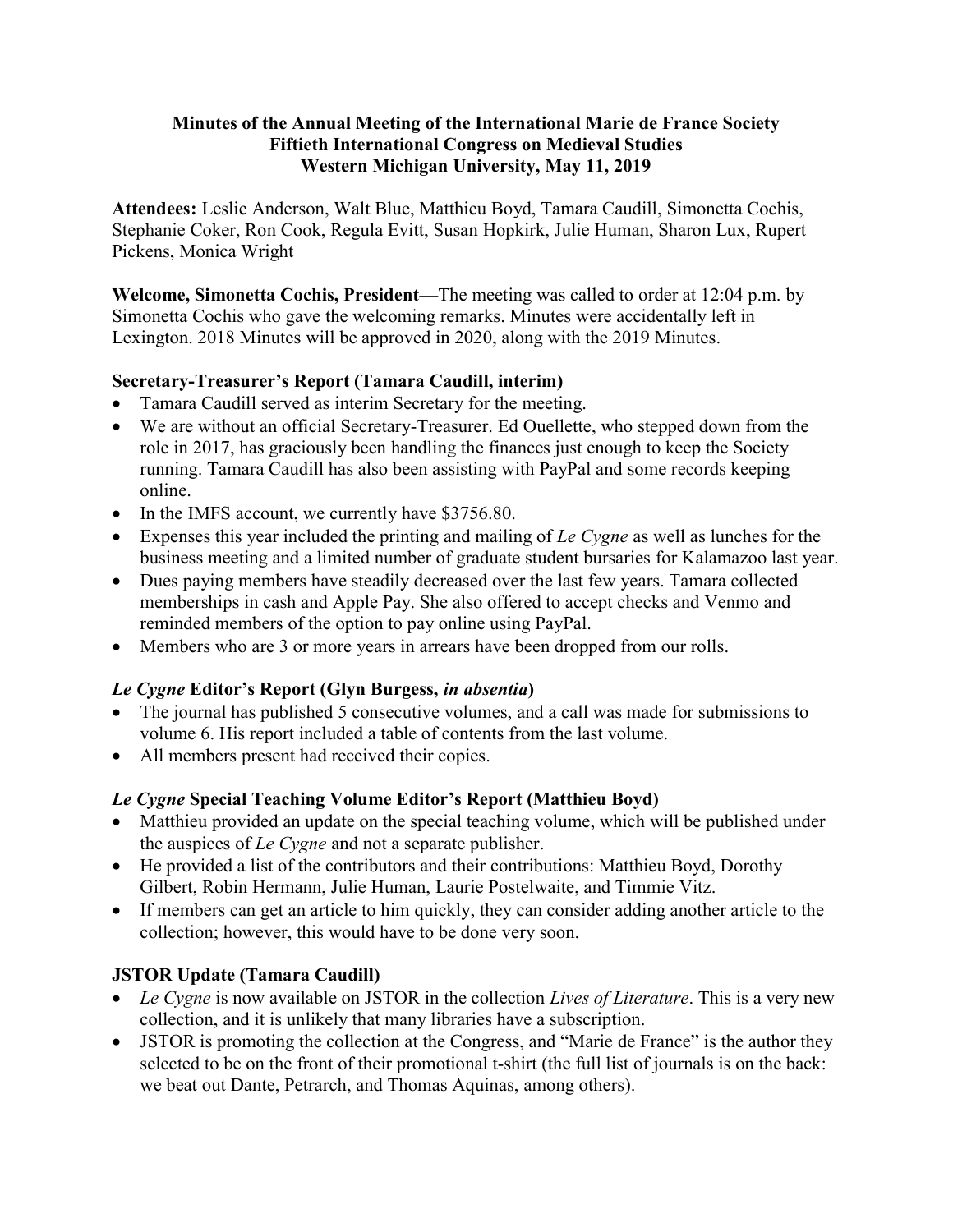**Minutes of the Annual Meeting of the International Marie de France Society**
**Fiftieth International Congress on Medieval Studies**
**Western Michigan University, May 11, 2019**

**Attendees:** Leslie Anderson, Walt Blue, Matthieu Boyd, Tamara Caudill, Simonetta Cochis, Stephanie Coker, Ron Cook, Regula Evitt, Susan Hopkirk, Julie Human, Sharon Lux, Rupert Pickens, Monica Wright

**Welcome, Simonetta Cochis, President**—The meeting was called to order at 12:04 p.m. by Simonetta Cochis who gave the welcoming remarks. Minutes were accidentally left in Lexington. 2018 Minutes will be approved in 2020, along with the 2019 Minutes.

### Secretary-Treasurer's Report (Tamara Caudill, interim)

- Tamara Caudill served as interim Secretary for the meeting.
- We are without an official Secretary-Treasurer. Ed Ouellette, who stepped down from the role in 2017, has graciously been handling the finances just enough to keep the Society running. Tamara Caudill has also been assisting with PayPal and some records keeping online.
- In the IMFS account, we currently have $3756.80.
- Expenses this year included the printing and mailing of *Le Cygne* as well as lunches for the business meeting and a limited number of graduate student bursaries for Kalamazoo last year.
- Dues paying members have steadily decreased over the last few years. Tamara collected memberships in cash and Apple Pay. She also offered to accept checks and Venmo and reminded members of the option to pay online using PayPal.
- Members who are 3 or more years in arrears have been dropped from our rolls.

### *Le Cygne* Editor's Report (Glyn Burgess, *in absentia*)

- The journal has published 5 consecutive volumes, and a call was made for submissions to volume 6. His report included a table of contents from the last volume.
- All members present had received their copies.

### *Le Cygne* Special Teaching Volume Editor's Report (Matthieu Boyd)

- Matthieu provided an update on the special teaching volume, which will be published under the auspices of *Le Cygne* and not a separate publisher.
- He provided a list of the contributors and their contributions: Matthieu Boyd, Dorothy Gilbert, Robin Hermann, Julie Human, Laurie Postelwaite, and Timmie Vitz.
- If members can get an article to him quickly, they can consider adding another article to the collection; however, this would have to be done very soon.

### JSTOR Update (Tamara Caudill)

- *Le Cygne* is now available on JSTOR in the collection *Lives of Literature*. This is a very new collection, and it is unlikely that many libraries have a subscription.
- JSTOR is promoting the collection at the Congress, and "Marie de France" is the author they selected to be on the front of their promotional t-shirt (the full list of journals is on the back: we beat out Dante, Petrarch, and Thomas Aquinas, among others).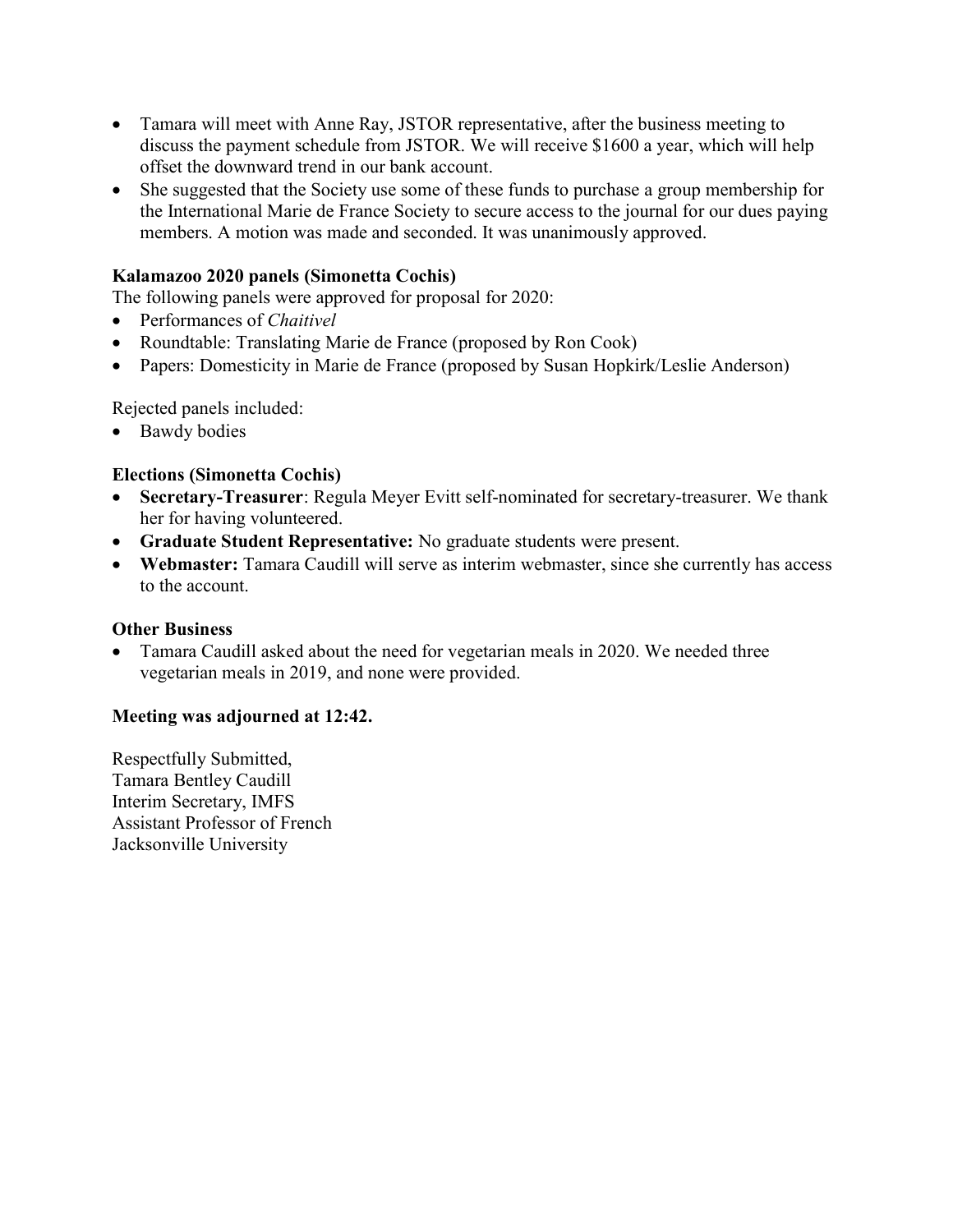- Tamara will meet with Anne Ray, JSTOR representative, after the business meeting to discuss the payment schedule from JSTOR. We will receive $1600 a year, which will help offset the downward trend in our bank account.
- She suggested that the Society use some of these funds to purchase a group membership for the International Marie de France Society to secure access to the journal for our dues paying members. A motion was made and seconded. It was unanimously approved.

**Kalamazoo 2020 panels (Simonetta Cochis)**

The following panels were approved for proposal for 2020:

- Performances of *Chaitivel*
- Roundtable: Translating Marie de France (proposed by Ron Cook)
- Papers: Domesticity in Marie de France (proposed by Susan Hopkirk/Leslie Anderson)

Rejected panels included:

- Bawdy bodies

**Elections (Simonetta Cochis)**

- **Secretary-Treasurer**: Regula Meyer Evitt self-nominated for secretary-treasurer. We thank her for having volunteered.
- **Graduate Student Representative:** No graduate students were present.
- **Webmaster:** Tamara Caudill will serve as interim webmaster, since she currently has access to the account.

**Other Business**

- Tamara Caudill asked about the need for vegetarian meals in 2020. We needed three vegetarian meals in 2019, and none were provided.

**Meeting was adjourned at 12:42.**

Respectfully Submitted,
Tamara Bentley Caudill
Interim Secretary, IMFS
Assistant Professor of French
Jacksonville University